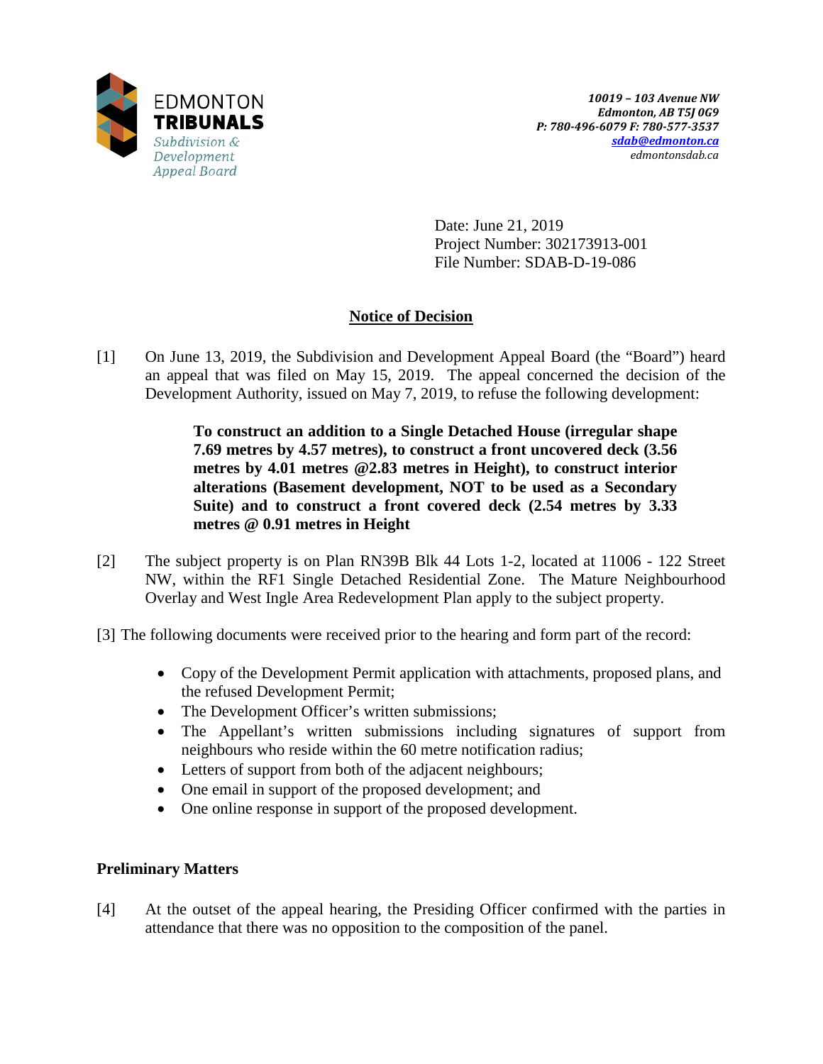EDMONTON
**TRIBUNALS**
*Subdivision & Development Appeal Board*

*10019 – 103 Avenue NW*
*Edmonton, AB T5J 0G9*
*P: 780-496-6079 F: 780-577-3537*
*sdab@edmonton.ca*
*edmontonsdab.ca*

Date: June 21, 2019
Project Number: 302173913-001
File Number: SDAB-D-19-086

## Notice of Decision

[1] On June 13, 2019, the Subdivision and Development Appeal Board (the "Board") heard an appeal that was filed on May 15, 2019. The appeal concerned the decision of the Development Authority, issued on May 7, 2019, to refuse the following development:

> **To construct an addition to a Single Detached House (irregular shape 7.69 metres by 4.57 metres), to construct a front uncovered deck (3.56 metres by 4.01 metres @2.83 metres in Height), to construct interior alterations (Basement development, NOT to be used as a Secondary Suite) and to construct a front covered deck (2.54 metres by 3.33 metres @ 0.91 metres in Height**

[2] The subject property is on Plan RN39B Blk 44 Lots 1-2, located at 11006 - 122 Street NW, within the RF1 Single Detached Residential Zone. The Mature Neighbourhood Overlay and West Ingle Area Redevelopment Plan apply to the subject property.

[3] The following documents were received prior to the hearing and form part of the record:

- Copy of the Development Permit application with attachments, proposed plans, and the refused Development Permit;
- The Development Officer's written submissions;
- The Appellant's written submissions including signatures of support from neighbours who reside within the 60 metre notification radius;
- Letters of support from both of the adjacent neighbours;
- One email in support of the proposed development; and
- One online response in support of the proposed development.

### Preliminary Matters

[4] At the outset of the appeal hearing, the Presiding Officer confirmed with the parties in attendance that there was no opposition to the composition of the panel.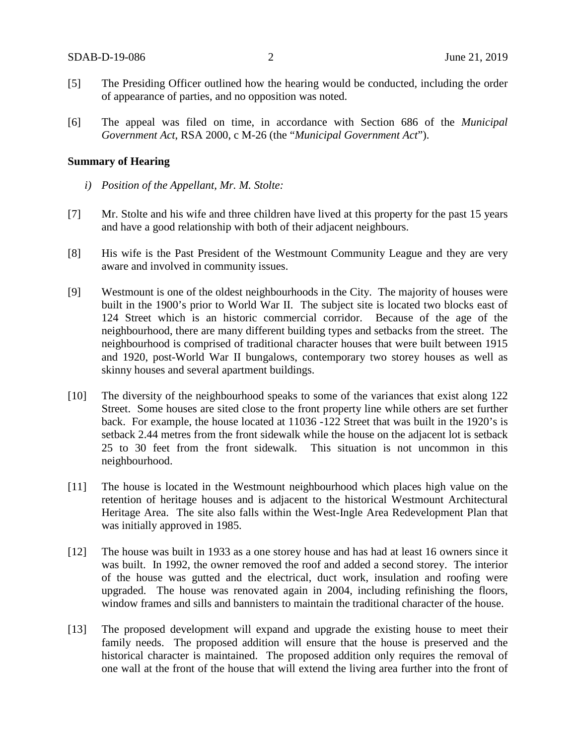[5] The Presiding Officer outlined how the hearing would be conducted, including the order of appearance of parties, and no opposition was noted.

[6] The appeal was filed on time, in accordance with Section 686 of the *Municipal Government Act*, RSA 2000, c M-26 (the "*Municipal Government Act*").

**Summary of Hearing**

*i) Position of the Appellant, Mr. M. Stolte:*

[7] Mr. Stolte and his wife and three children have lived at this property for the past 15 years and have a good relationship with both of their adjacent neighbours.

[8] His wife is the Past President of the Westmount Community League and they are very aware and involved in community issues.

[9] Westmount is one of the oldest neighbourhoods in the City. The majority of houses were built in the 1900's prior to World War II. The subject site is located two blocks east of 124 Street which is an historic commercial corridor. Because of the age of the neighbourhood, there are many different building types and setbacks from the street. The neighbourhood is comprised of traditional character houses that were built between 1915 and 1920, post-World War II bungalows, contemporary two storey houses as well as skinny houses and several apartment buildings.

[10] The diversity of the neighbourhood speaks to some of the variances that exist along 122 Street. Some houses are sited close to the front property line while others are set further back. For example, the house located at 11036 -122 Street that was built in the 1920's is setback 2.44 metres from the front sidewalk while the house on the adjacent lot is setback 25 to 30 feet from the front sidewalk. This situation is not uncommon in this neighbourhood.

[11] The house is located in the Westmount neighbourhood which places high value on the retention of heritage houses and is adjacent to the historical Westmount Architectural Heritage Area. The site also falls within the West-Ingle Area Redevelopment Plan that was initially approved in 1985.

[12] The house was built in 1933 as a one storey house and has had at least 16 owners since it was built. In 1992, the owner removed the roof and added a second storey. The interior of the house was gutted and the electrical, duct work, insulation and roofing were upgraded. The house was renovated again in 2004, including refinishing the floors, window frames and sills and bannisters to maintain the traditional character of the house.

[13] The proposed development will expand and upgrade the existing house to meet their family needs. The proposed addition will ensure that the house is preserved and the historical character is maintained. The proposed addition only requires the removal of one wall at the front of the house that will extend the living area further into the front of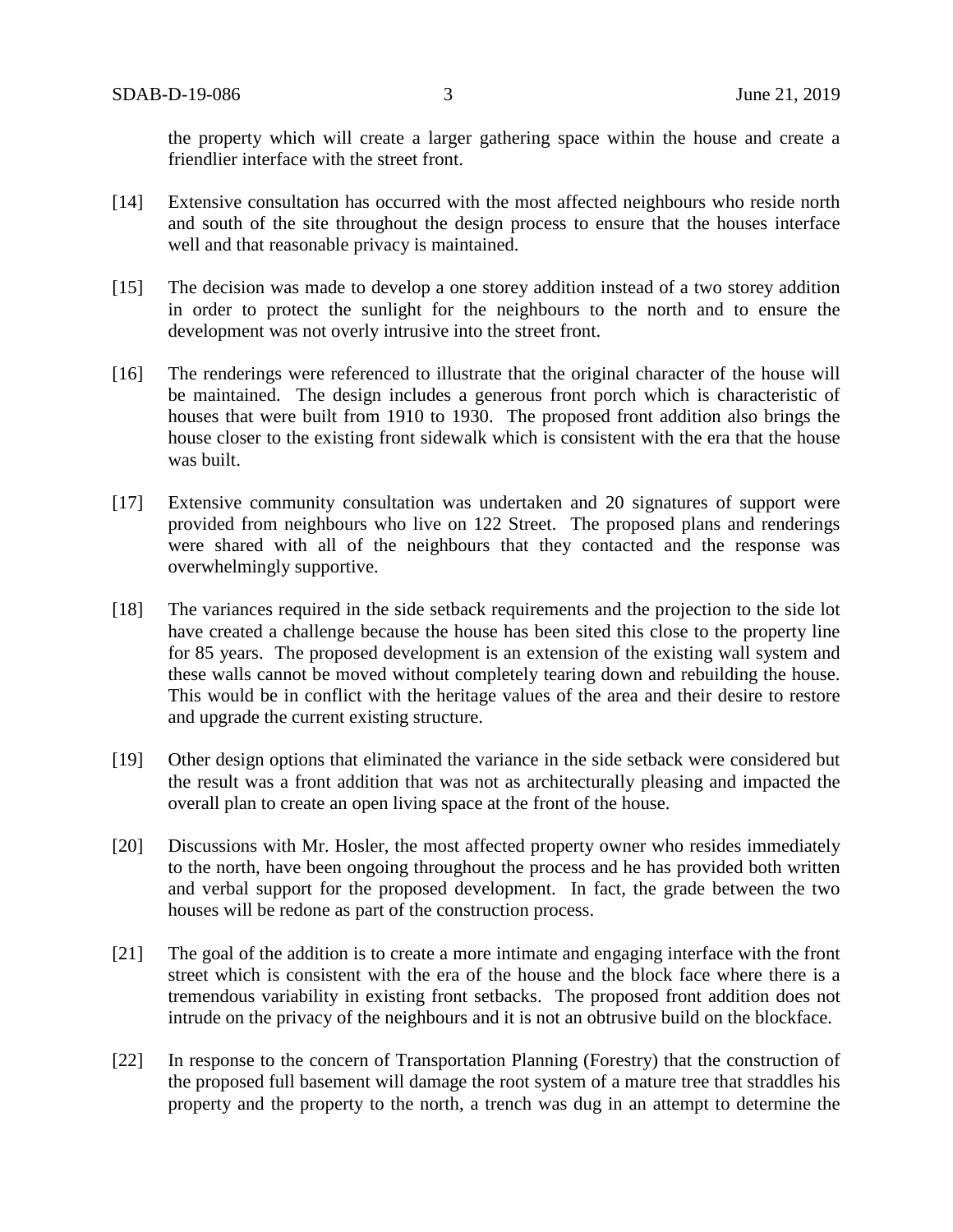the property which will create a larger gathering space within the house and create a friendlier interface with the street front.

[14] Extensive consultation has occurred with the most affected neighbours who reside north and south of the site throughout the design process to ensure that the houses interface well and that reasonable privacy is maintained.

[15] The decision was made to develop a one storey addition instead of a two storey addition in order to protect the sunlight for the neighbours to the north and to ensure the development was not overly intrusive into the street front.

[16] The renderings were referenced to illustrate that the original character of the house will be maintained. The design includes a generous front porch which is characteristic of houses that were built from 1910 to 1930. The proposed front addition also brings the house closer to the existing front sidewalk which is consistent with the era that the house was built.

[17] Extensive community consultation was undertaken and 20 signatures of support were provided from neighbours who live on 122 Street. The proposed plans and renderings were shared with all of the neighbours that they contacted and the response was overwhelmingly supportive.

[18] The variances required in the side setback requirements and the projection to the side lot have created a challenge because the house has been sited this close to the property line for 85 years. The proposed development is an extension of the existing wall system and these walls cannot be moved without completely tearing down and rebuilding the house. This would be in conflict with the heritage values of the area and their desire to restore and upgrade the current existing structure.

[19] Other design options that eliminated the variance in the side setback were considered but the result was a front addition that was not as architecturally pleasing and impacted the overall plan to create an open living space at the front of the house.

[20] Discussions with Mr. Hosler, the most affected property owner who resides immediately to the north, have been ongoing throughout the process and he has provided both written and verbal support for the proposed development. In fact, the grade between the two houses will be redone as part of the construction process.

[21] The goal of the addition is to create a more intimate and engaging interface with the front street which is consistent with the era of the house and the block face where there is a tremendous variability in existing front setbacks. The proposed front addition does not intrude on the privacy of the neighbours and it is not an obtrusive build on the blockface.

[22] In response to the concern of Transportation Planning (Forestry) that the construction of the proposed full basement will damage the root system of a mature tree that straddles his property and the property to the north, a trench was dug in an attempt to determine the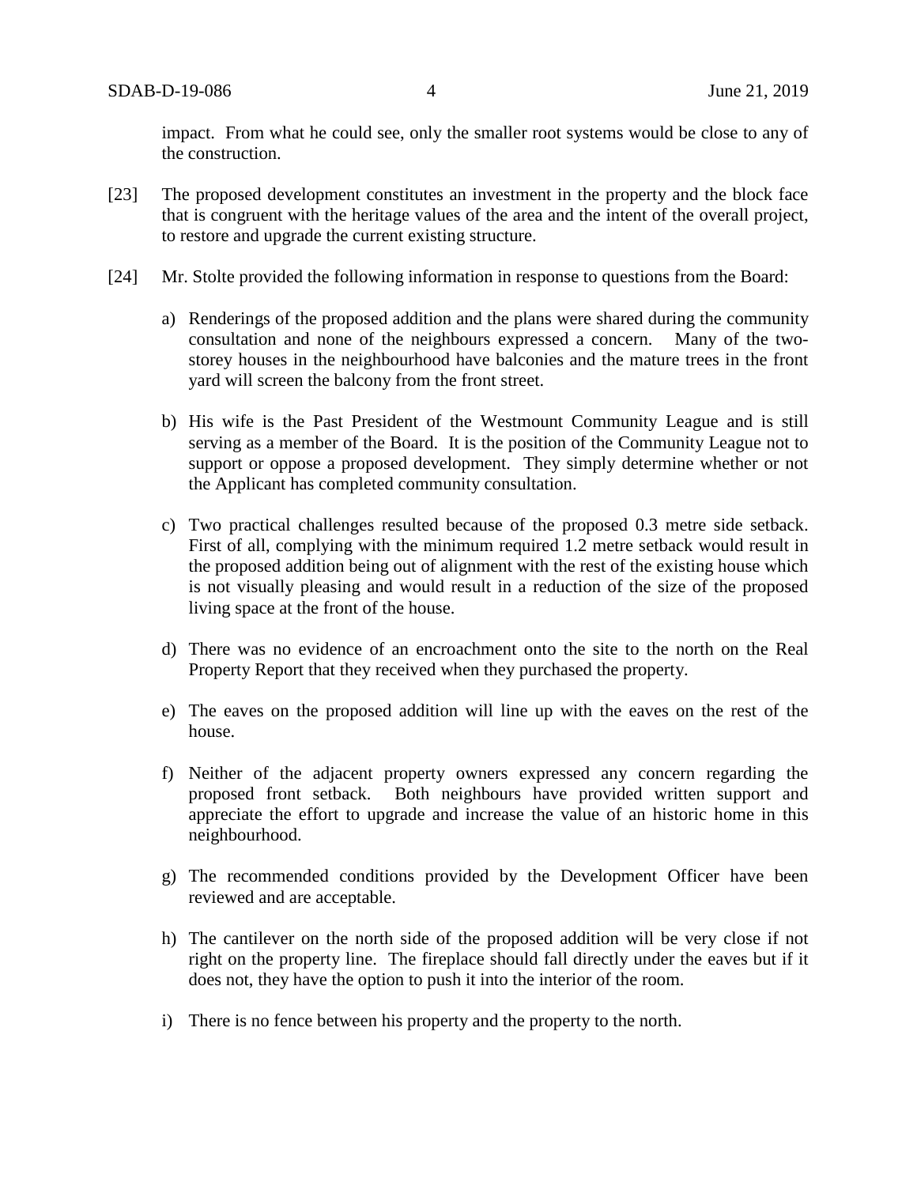impact. From what he could see, only the smaller root systems would be close to any of the construction.

[23] The proposed development constitutes an investment in the property and the block face that is congruent with the heritage values of the area and the intent of the overall project, to restore and upgrade the current existing structure.

[24] Mr. Stolte provided the following information in response to questions from the Board:

a) Renderings of the proposed addition and the plans were shared during the community consultation and none of the neighbours expressed a concern. Many of the two-storey houses in the neighbourhood have balconies and the mature trees in the front yard will screen the balcony from the front street.

b) His wife is the Past President of the Westmount Community League and is still serving as a member of the Board. It is the position of the Community League not to support or oppose a proposed development. They simply determine whether or not the Applicant has completed community consultation.

c) Two practical challenges resulted because of the proposed 0.3 metre side setback. First of all, complying with the minimum required 1.2 metre setback would result in the proposed addition being out of alignment with the rest of the existing house which is not visually pleasing and would result in a reduction of the size of the proposed living space at the front of the house.

d) There was no evidence of an encroachment onto the site to the north on the Real Property Report that they received when they purchased the property.

e) The eaves on the proposed addition will line up with the eaves on the rest of the house.

f) Neither of the adjacent property owners expressed any concern regarding the proposed front setback. Both neighbours have provided written support and appreciate the effort to upgrade and increase the value of an historic home in this neighbourhood.

g) The recommended conditions provided by the Development Officer have been reviewed and are acceptable.

h) The cantilever on the north side of the proposed addition will be very close if not right on the property line. The fireplace should fall directly under the eaves but if it does not, they have the option to push it into the interior of the room.

i) There is no fence between his property and the property to the north.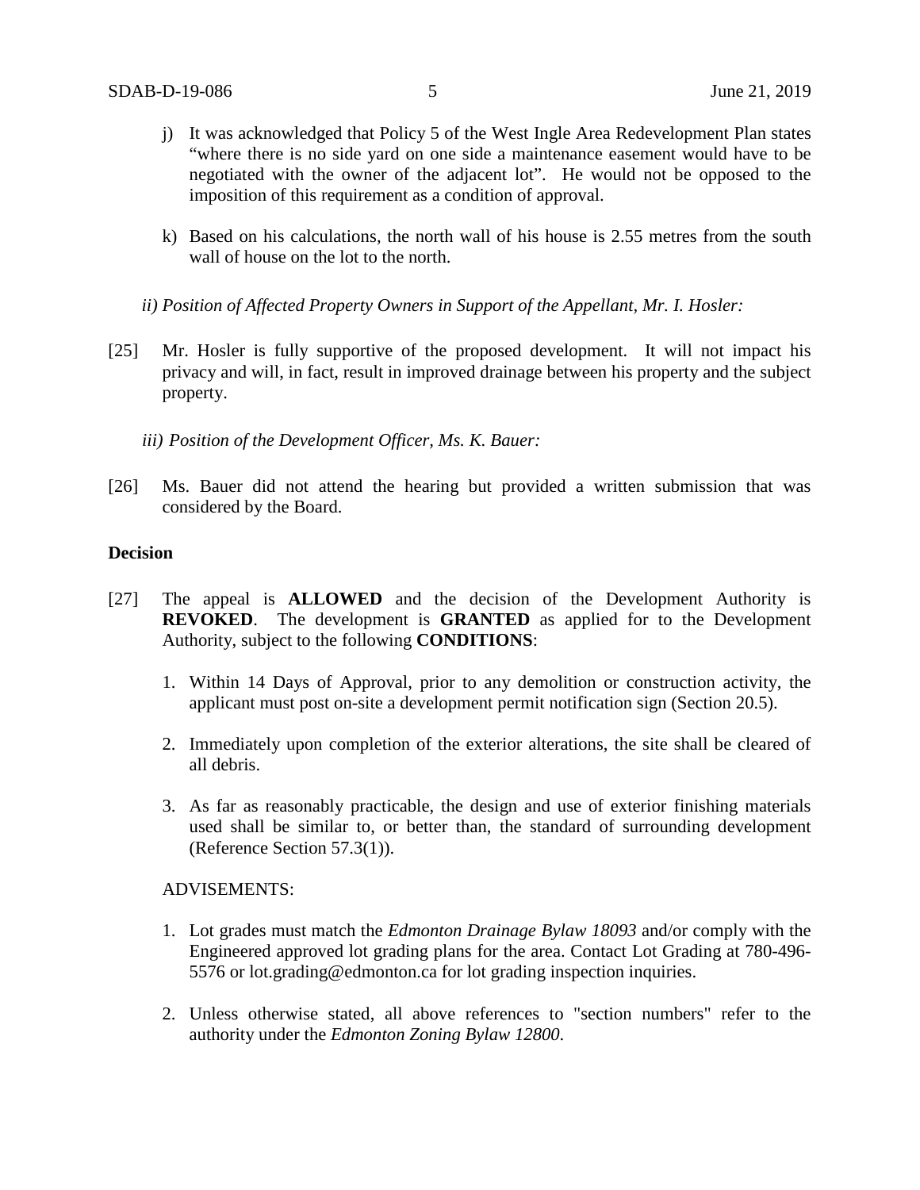j) It was acknowledged that Policy 5 of the West Ingle Area Redevelopment Plan states "where there is no side yard on one side a maintenance easement would have to be negotiated with the owner of the adjacent lot". He would not be opposed to the imposition of this requirement as a condition of approval.

k) Based on his calculations, the north wall of his house is 2.55 metres from the south wall of house on the lot to the north.

*ii) Position of Affected Property Owners in Support of the Appellant, Mr. I. Hosler:*

[25] Mr. Hosler is fully supportive of the proposed development. It will not impact his privacy and will, in fact, result in improved drainage between his property and the subject property.

*iii) Position of the Development Officer, Ms. K. Bauer:*

[26] Ms. Bauer did not attend the hearing but provided a written submission that was considered by the Board.

**Decision**

[27] The appeal is **ALLOWED** and the decision of the Development Authority is **REVOKED**. The development is **GRANTED** as applied for to the Development Authority, subject to the following **CONDITIONS**:

1. Within 14 Days of Approval, prior to any demolition or construction activity, the applicant must post on-site a development permit notification sign (Section 20.5).

2. Immediately upon completion of the exterior alterations, the site shall be cleared of all debris.

3. As far as reasonably practicable, the design and use of exterior finishing materials used shall be similar to, or better than, the standard of surrounding development (Reference Section 57.3(1)).

ADVISEMENTS:

1. Lot grades must match the *Edmonton Drainage Bylaw 18093* and/or comply with the Engineered approved lot grading plans for the area. Contact Lot Grading at 780-496-5576 or lot.grading@edmonton.ca for lot grading inspection inquiries.

2. Unless otherwise stated, all above references to "section numbers" refer to the authority under the *Edmonton Zoning Bylaw 12800*.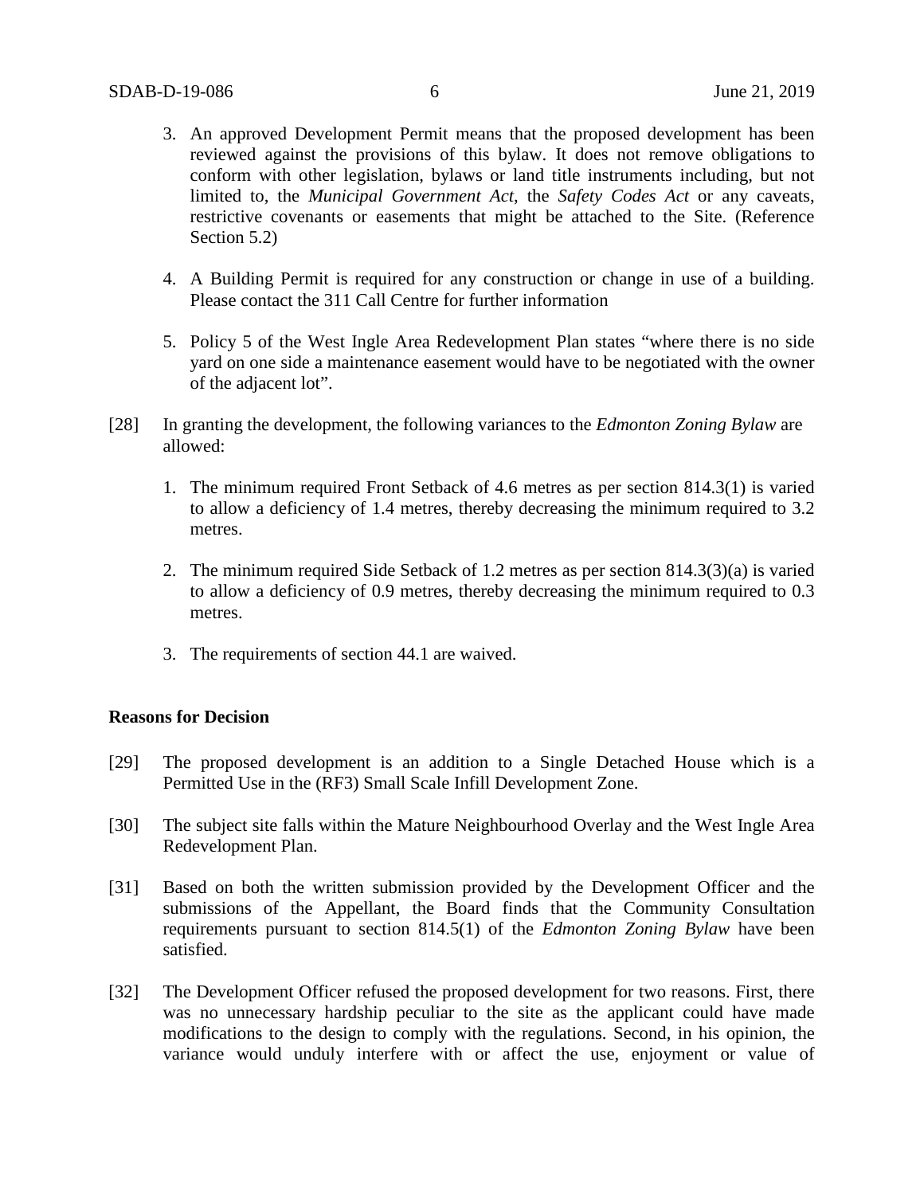3. An approved Development Permit means that the proposed development has been reviewed against the provisions of this bylaw. It does not remove obligations to conform with other legislation, bylaws or land title instruments including, but not limited to, the *Municipal Government Act*, the *Safety Codes Act* or any caveats, restrictive covenants or easements that might be attached to the Site. (Reference Section 5.2)

4. A Building Permit is required for any construction or change in use of a building. Please contact the 311 Call Centre for further information

5. Policy 5 of the West Ingle Area Redevelopment Plan states "where there is no side yard on one side a maintenance easement would have to be negotiated with the owner of the adjacent lot".

[28] In granting the development, the following variances to the *Edmonton Zoning Bylaw* are allowed:

1. The minimum required Front Setback of 4.6 metres as per section 814.3(1) is varied to allow a deficiency of 1.4 metres, thereby decreasing the minimum required to 3.2 metres.

2. The minimum required Side Setback of 1.2 metres as per section 814.3(3)(a) is varied to allow a deficiency of 0.9 metres, thereby decreasing the minimum required to 0.3 metres.

3. The requirements of section 44.1 are waived.

**Reasons for Decision**

[29] The proposed development is an addition to a Single Detached House which is a Permitted Use in the (RF3) Small Scale Infill Development Zone.

[30] The subject site falls within the Mature Neighbourhood Overlay and the West Ingle Area Redevelopment Plan.

[31] Based on both the written submission provided by the Development Officer and the submissions of the Appellant, the Board finds that the Community Consultation requirements pursuant to section 814.5(1) of the *Edmonton Zoning Bylaw* have been satisfied.

[32] The Development Officer refused the proposed development for two reasons. First, there was no unnecessary hardship peculiar to the site as the applicant could have made modifications to the design to comply with the regulations. Second, in his opinion, the variance would unduly interfere with or affect the use, enjoyment or value of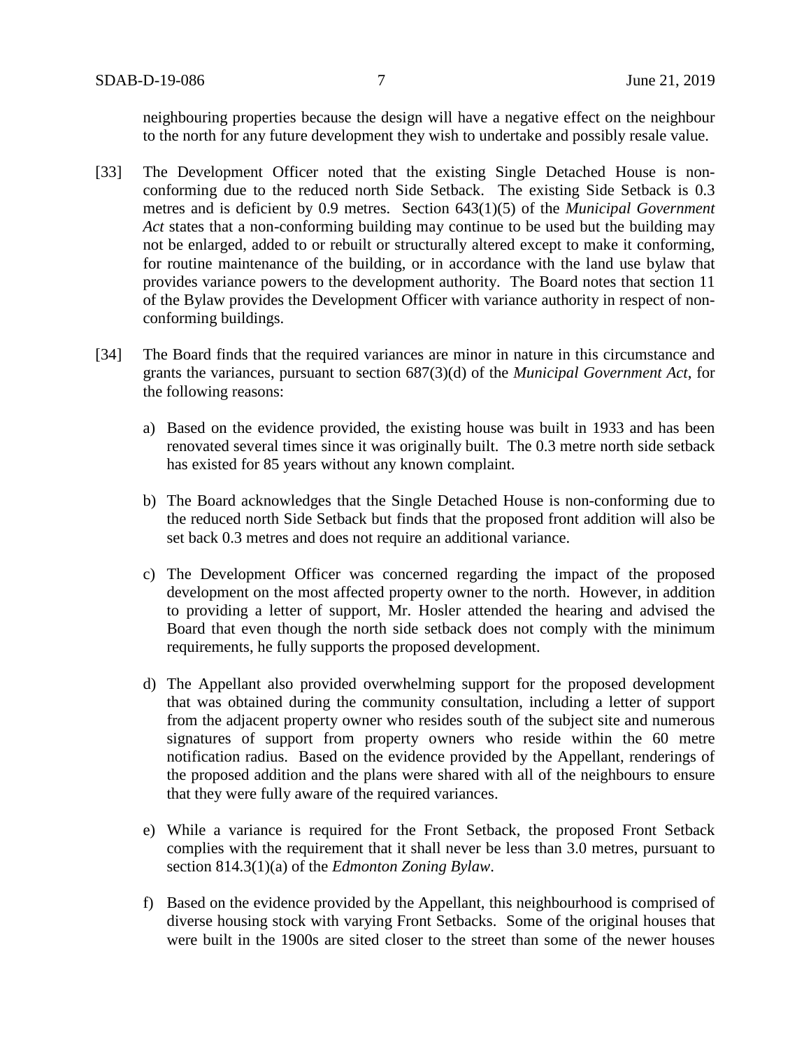neighbouring properties because the design will have a negative effect on the neighbour to the north for any future development they wish to undertake and possibly resale value.

[33] The Development Officer noted that the existing Single Detached House is non-conforming due to the reduced north Side Setback. The existing Side Setback is 0.3 metres and is deficient by 0.9 metres. Section 643(1)(5) of the *Municipal Government Act* states that a non-conforming building may continue to be used but the building may not be enlarged, added to or rebuilt or structurally altered except to make it conforming, for routine maintenance of the building, or in accordance with the land use bylaw that provides variance powers to the development authority. The Board notes that section 11 of the Bylaw provides the Development Officer with variance authority in respect of non-conforming buildings.

[34] The Board finds that the required variances are minor in nature in this circumstance and grants the variances, pursuant to section 687(3)(d) of the *Municipal Government Act*, for the following reasons:

a) Based on the evidence provided, the existing house was built in 1933 and has been renovated several times since it was originally built. The 0.3 metre north side setback has existed for 85 years without any known complaint.

b) The Board acknowledges that the Single Detached House is non-conforming due to the reduced north Side Setback but finds that the proposed front addition will also be set back 0.3 metres and does not require an additional variance.

c) The Development Officer was concerned regarding the impact of the proposed development on the most affected property owner to the north. However, in addition to providing a letter of support, Mr. Hosler attended the hearing and advised the Board that even though the north side setback does not comply with the minimum requirements, he fully supports the proposed development.

d) The Appellant also provided overwhelming support for the proposed development that was obtained during the community consultation, including a letter of support from the adjacent property owner who resides south of the subject site and numerous signatures of support from property owners who reside within the 60 metre notification radius. Based on the evidence provided by the Appellant, renderings of the proposed addition and the plans were shared with all of the neighbours to ensure that they were fully aware of the required variances.

e) While a variance is required for the Front Setback, the proposed Front Setback complies with the requirement that it shall never be less than 3.0 metres, pursuant to section 814.3(1)(a) of the *Edmonton Zoning Bylaw*.

f) Based on the evidence provided by the Appellant, this neighbourhood is comprised of diverse housing stock with varying Front Setbacks. Some of the original houses that were built in the 1900s are sited closer to the street than some of the newer houses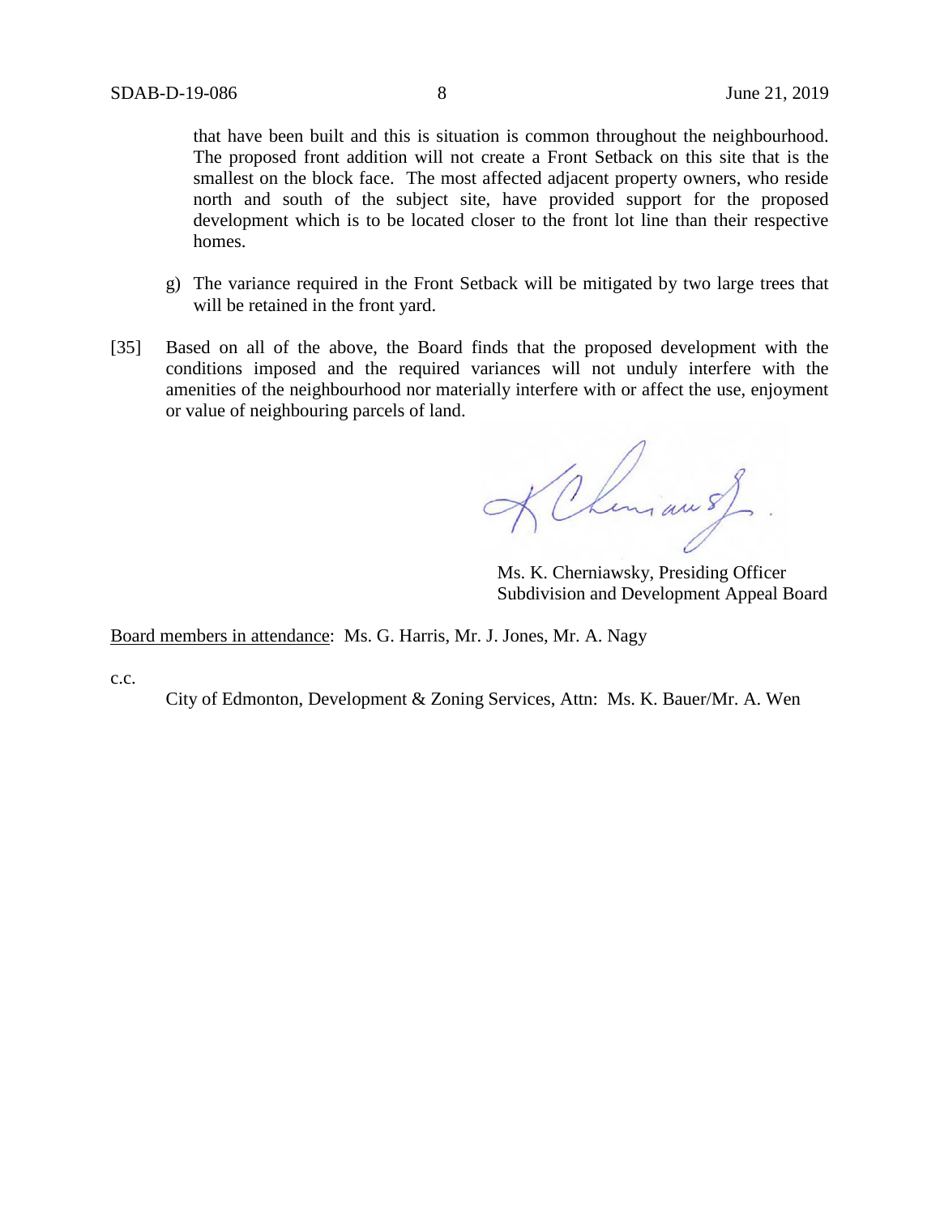that have been built and this is situation is common throughout the neighbourhood. The proposed front addition will not create a Front Setback on this site that is the smallest on the block face. The most affected adjacent property owners, who reside north and south of the subject site, have provided support for the proposed development which is to be located closer to the front lot line than their respective homes.

g) The variance required in the Front Setback will be mitigated by two large trees that will be retained in the front yard.

[35] Based on all of the above, the Board finds that the proposed development with the conditions imposed and the required variances will not unduly interfere with the amenities of the neighbourhood nor materially interfere with or affect the use, enjoyment or value of neighbouring parcels of land.

Ms. K. Cherniawsky, Presiding Officer
Subdivision and Development Appeal Board

Board members in attendance: Ms. G. Harris, Mr. J. Jones, Mr. A. Nagy

c.c.

City of Edmonton, Development & Zoning Services, Attn: Ms. K. Bauer/Mr. A. Wen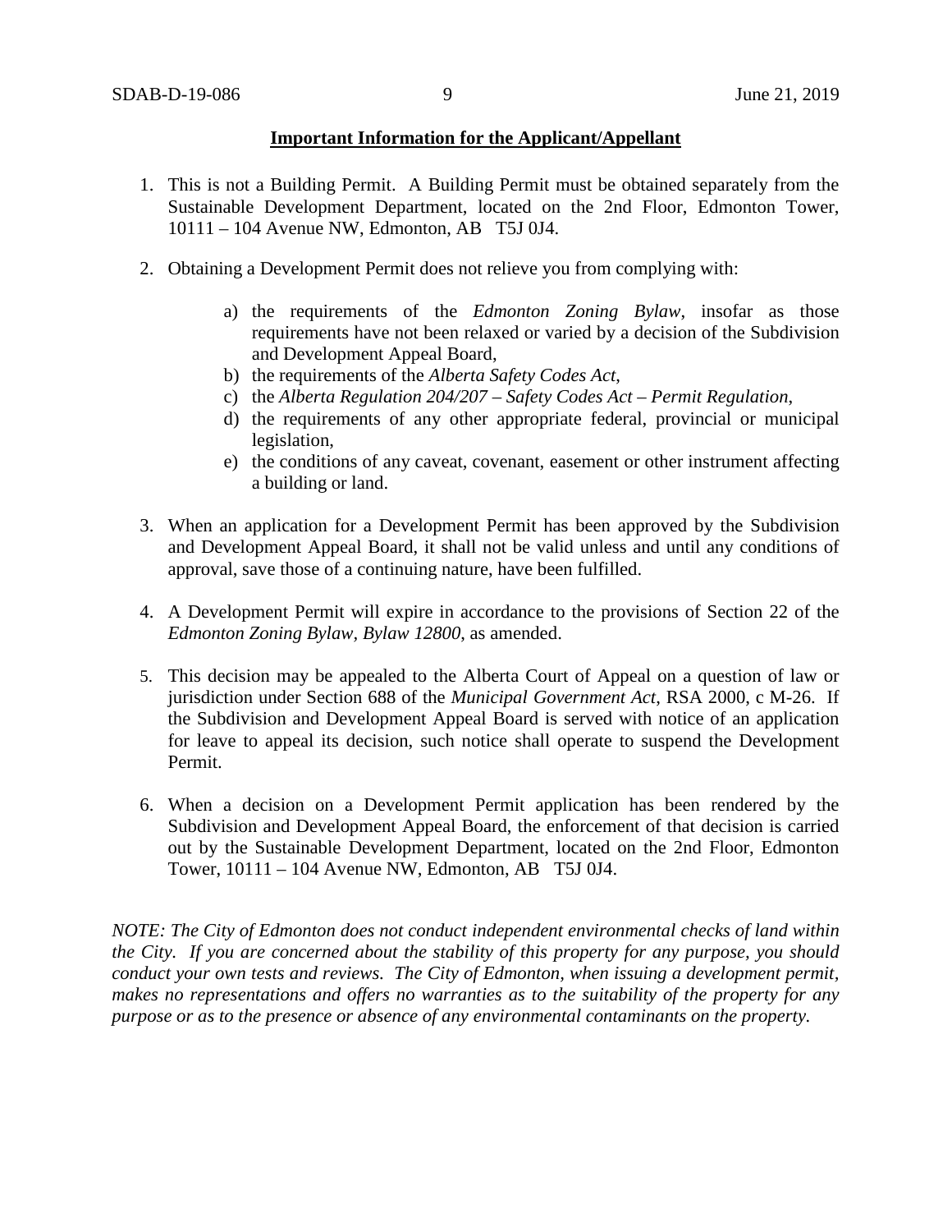**Important Information for the Applicant/Appellant**

1. This is not a Building Permit. A Building Permit must be obtained separately from the Sustainable Development Department, located on the 2nd Floor, Edmonton Tower, 10111 – 104 Avenue NW, Edmonton, AB T5J 0J4.

2. Obtaining a Development Permit does not relieve you from complying with:

    a) the requirements of the *Edmonton Zoning Bylaw*, insofar as those requirements have not been relaxed or varied by a decision of the Subdivision and Development Appeal Board,
    b) the requirements of the *Alberta Safety Codes Act*,
    c) the *Alberta Regulation 204/207 – Safety Codes Act – Permit Regulation*,
    d) the requirements of any other appropriate federal, provincial or municipal legislation,
    e) the conditions of any caveat, covenant, easement or other instrument affecting a building or land.

3. When an application for a Development Permit has been approved by the Subdivision and Development Appeal Board, it shall not be valid unless and until any conditions of approval, save those of a continuing nature, have been fulfilled.

4. A Development Permit will expire in accordance to the provisions of Section 22 of the *Edmonton Zoning Bylaw, Bylaw 12800*, as amended.

5. This decision may be appealed to the Alberta Court of Appeal on a question of law or jurisdiction under Section 688 of the *Municipal Government Act*, RSA 2000, c M-26. If the Subdivision and Development Appeal Board is served with notice of an application for leave to appeal its decision, such notice shall operate to suspend the Development Permit.

6. When a decision on a Development Permit application has been rendered by the Subdivision and Development Appeal Board, the enforcement of that decision is carried out by the Sustainable Development Department, located on the 2nd Floor, Edmonton Tower, 10111 – 104 Avenue NW, Edmonton, AB T5J 0J4.

*NOTE: The City of Edmonton does not conduct independent environmental checks of land within the City. If you are concerned about the stability of this property for any purpose, you should conduct your own tests and reviews. The City of Edmonton, when issuing a development permit, makes no representations and offers no warranties as to the suitability of the property for any purpose or as to the presence or absence of any environmental contaminants on the property.*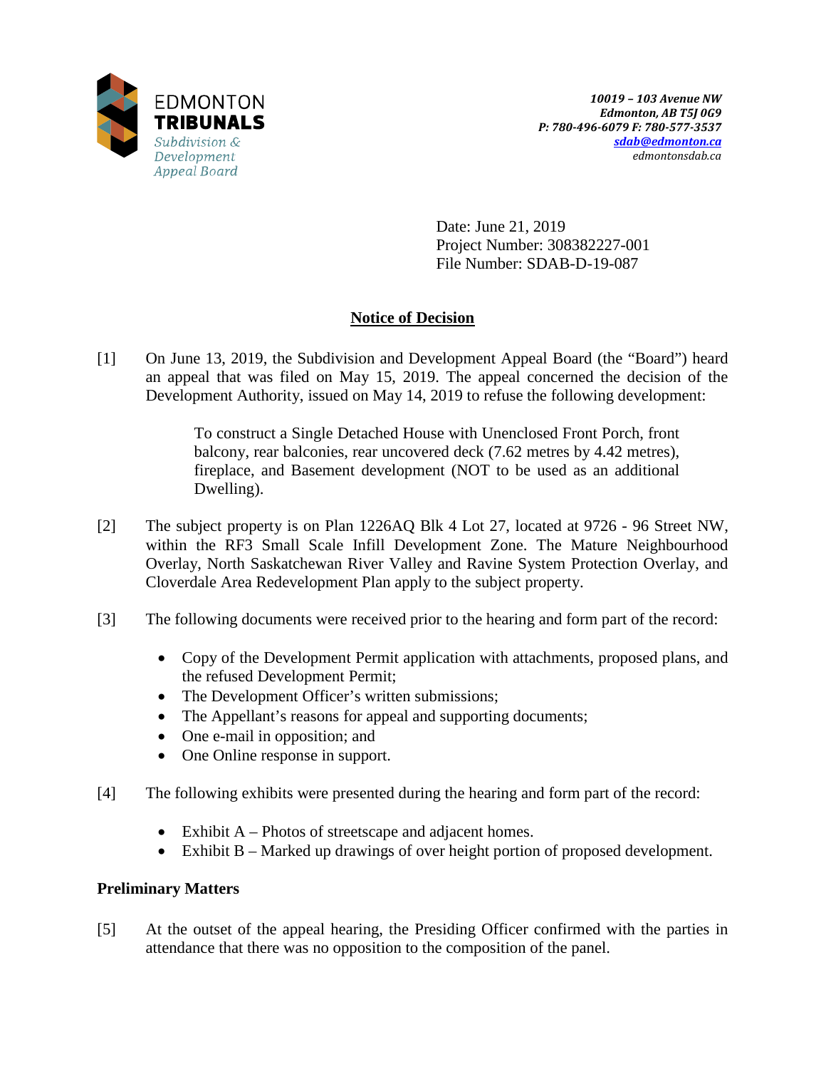EDMONTON
**TRIBUNALS**
*Subdivision & Development Appeal Board*

***10019 – 103 Avenue NW***
***Edmonton, AB T5J 0G9***
***P: 780-496-6079 F: 780-577-3537***
***sdab@edmonton.ca***
*edmontonsdab.ca*

Date: June 21, 2019
Project Number: 308382227-001
File Number: SDAB-D-19-087

## Notice of Decision

[1] On June 13, 2019, the Subdivision and Development Appeal Board (the "Board") heard an appeal that was filed on May 15, 2019. The appeal concerned the decision of the Development Authority, issued on May 14, 2019 to refuse the following development:

> To construct a Single Detached House with Unenclosed Front Porch, front balcony, rear balconies, rear uncovered deck (7.62 metres by 4.42 metres), fireplace, and Basement development (NOT to be used as an additional Dwelling).

[2] The subject property is on Plan 1226AQ Blk 4 Lot 27, located at 9726 - 96 Street NW, within the RF3 Small Scale Infill Development Zone. The Mature Neighbourhood Overlay, North Saskatchewan River Valley and Ravine System Protection Overlay, and Cloverdale Area Redevelopment Plan apply to the subject property.

[3] The following documents were received prior to the hearing and form part of the record:

- Copy of the Development Permit application with attachments, proposed plans, and the refused Development Permit;
- The Development Officer's written submissions;
- The Appellant's reasons for appeal and supporting documents;
- One e-mail in opposition; and
- One Online response in support.

[4] The following exhibits were presented during the hearing and form part of the record:

- Exhibit A – Photos of streetscape and adjacent homes.
- Exhibit B – Marked up drawings of over height portion of proposed development.

### Preliminary Matters

[5] At the outset of the appeal hearing, the Presiding Officer confirmed with the parties in attendance that there was no opposition to the composition of the panel.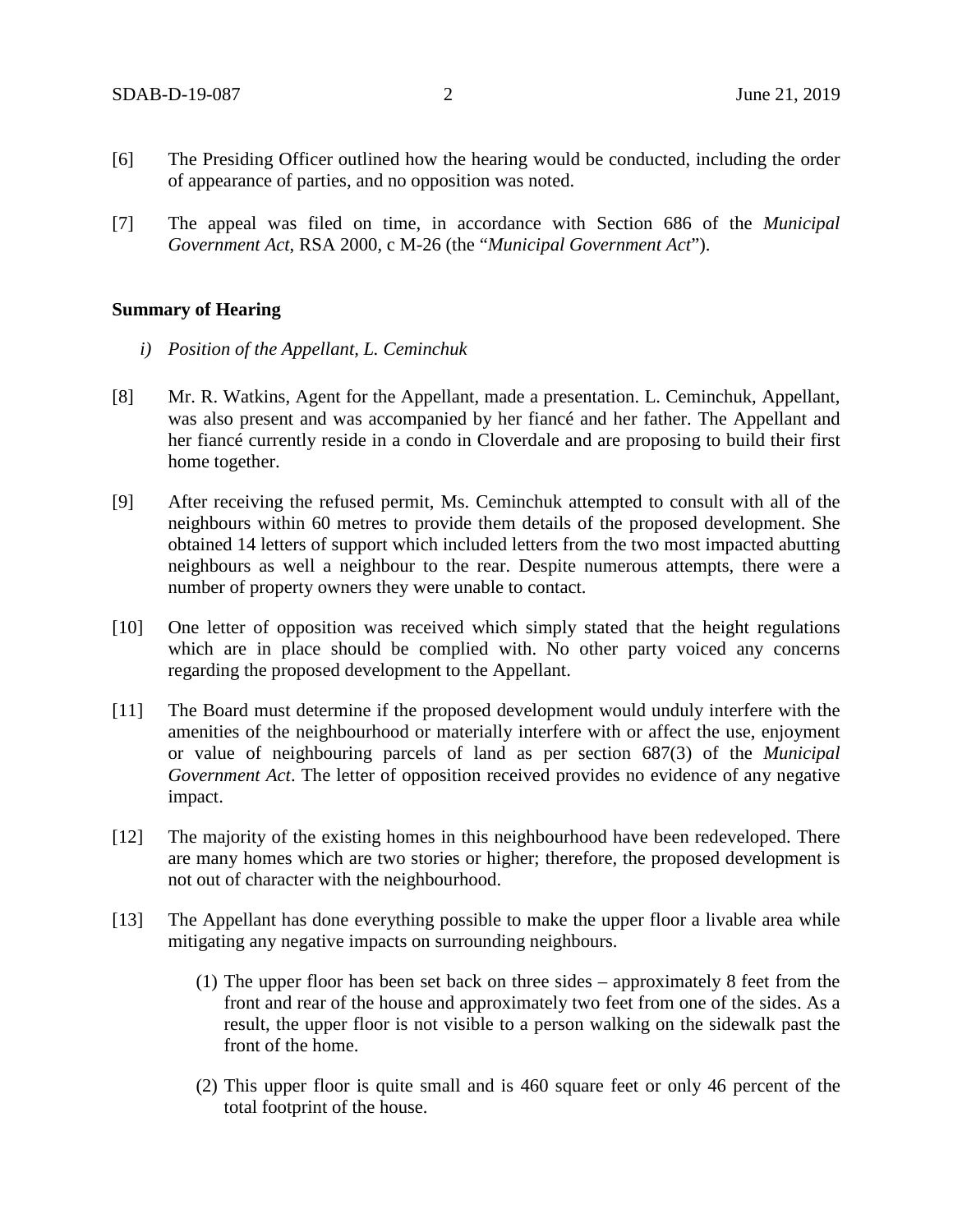[6] The Presiding Officer outlined how the hearing would be conducted, including the order of appearance of parties, and no opposition was noted.

[7] The appeal was filed on time, in accordance with Section 686 of the *Municipal Government Act*, RSA 2000, c M-26 (the "*Municipal Government Act*").

**Summary of Hearing**

*i) Position of the Appellant, L. Ceminchuk*

[8] Mr. R. Watkins, Agent for the Appellant, made a presentation. L. Ceminchuk, Appellant, was also present and was accompanied by her fiancé and her father. The Appellant and her fiancé currently reside in a condo in Cloverdale and are proposing to build their first home together.

[9] After receiving the refused permit, Ms. Ceminchuk attempted to consult with all of the neighbours within 60 metres to provide them details of the proposed development. She obtained 14 letters of support which included letters from the two most impacted abutting neighbours as well a neighbour to the rear. Despite numerous attempts, there were a number of property owners they were unable to contact.

[10] One letter of opposition was received which simply stated that the height regulations which are in place should be complied with. No other party voiced any concerns regarding the proposed development to the Appellant.

[11] The Board must determine if the proposed development would unduly interfere with the amenities of the neighbourhood or materially interfere with or affect the use, enjoyment or value of neighbouring parcels of land as per section 687(3) of the *Municipal Government Act*. The letter of opposition received provides no evidence of any negative impact.

[12] The majority of the existing homes in this neighbourhood have been redeveloped. There are many homes which are two stories or higher; therefore, the proposed development is not out of character with the neighbourhood.

[13] The Appellant has done everything possible to make the upper floor a livable area while mitigating any negative impacts on surrounding neighbours.

(1) The upper floor has been set back on three sides – approximately 8 feet from the front and rear of the house and approximately two feet from one of the sides. As a result, the upper floor is not visible to a person walking on the sidewalk past the front of the home.

(2) This upper floor is quite small and is 460 square feet or only 46 percent of the total footprint of the house.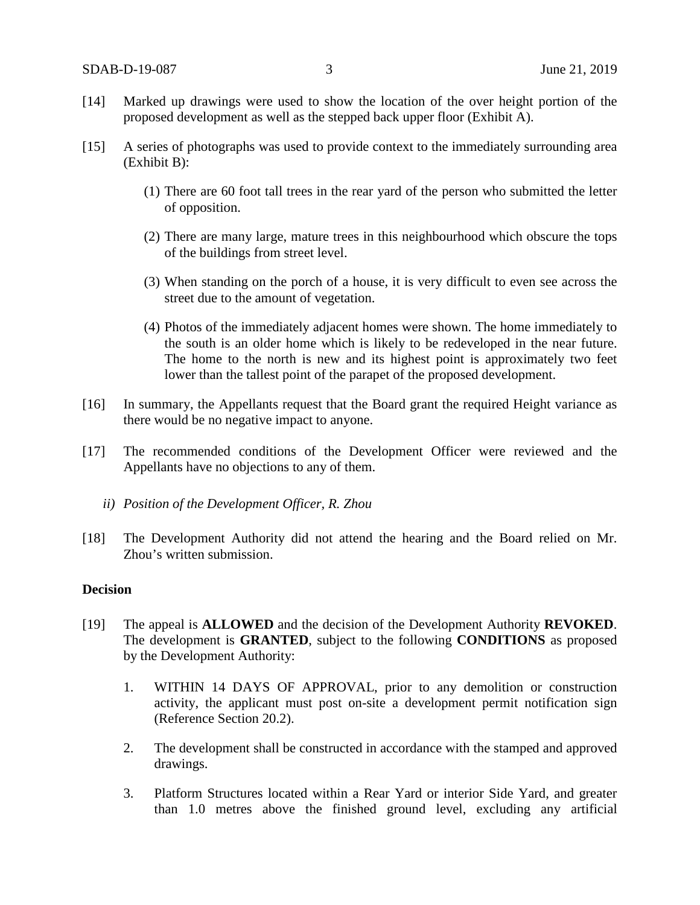[14] Marked up drawings were used to show the location of the over height portion of the proposed development as well as the stepped back upper floor (Exhibit A).

[15] A series of photographs was used to provide context to the immediately surrounding area (Exhibit B):

(1) There are 60 foot tall trees in the rear yard of the person who submitted the letter of opposition.

(2) There are many large, mature trees in this neighbourhood which obscure the tops of the buildings from street level.

(3) When standing on the porch of a house, it is very difficult to even see across the street due to the amount of vegetation.

(4) Photos of the immediately adjacent homes were shown. The home immediately to the south is an older home which is likely to be redeveloped in the near future. The home to the north is new and its highest point is approximately two feet lower than the tallest point of the parapet of the proposed development.

[16] In summary, the Appellants request that the Board grant the required Height variance as there would be no negative impact to anyone.

[17] The recommended conditions of the Development Officer were reviewed and the Appellants have no objections to any of them.

*ii) Position of the Development Officer, R. Zhou*

[18] The Development Authority did not attend the hearing and the Board relied on Mr. Zhou's written submission.

**Decision**

[19] The appeal is **ALLOWED** and the decision of the Development Authority **REVOKED**. The development is **GRANTED**, subject to the following **CONDITIONS** as proposed by the Development Authority:

1. WITHIN 14 DAYS OF APPROVAL, prior to any demolition or construction activity, the applicant must post on-site a development permit notification sign (Reference Section 20.2).

2. The development shall be constructed in accordance with the stamped and approved drawings.

3. Platform Structures located within a Rear Yard or interior Side Yard, and greater than 1.0 metres above the finished ground level, excluding any artificial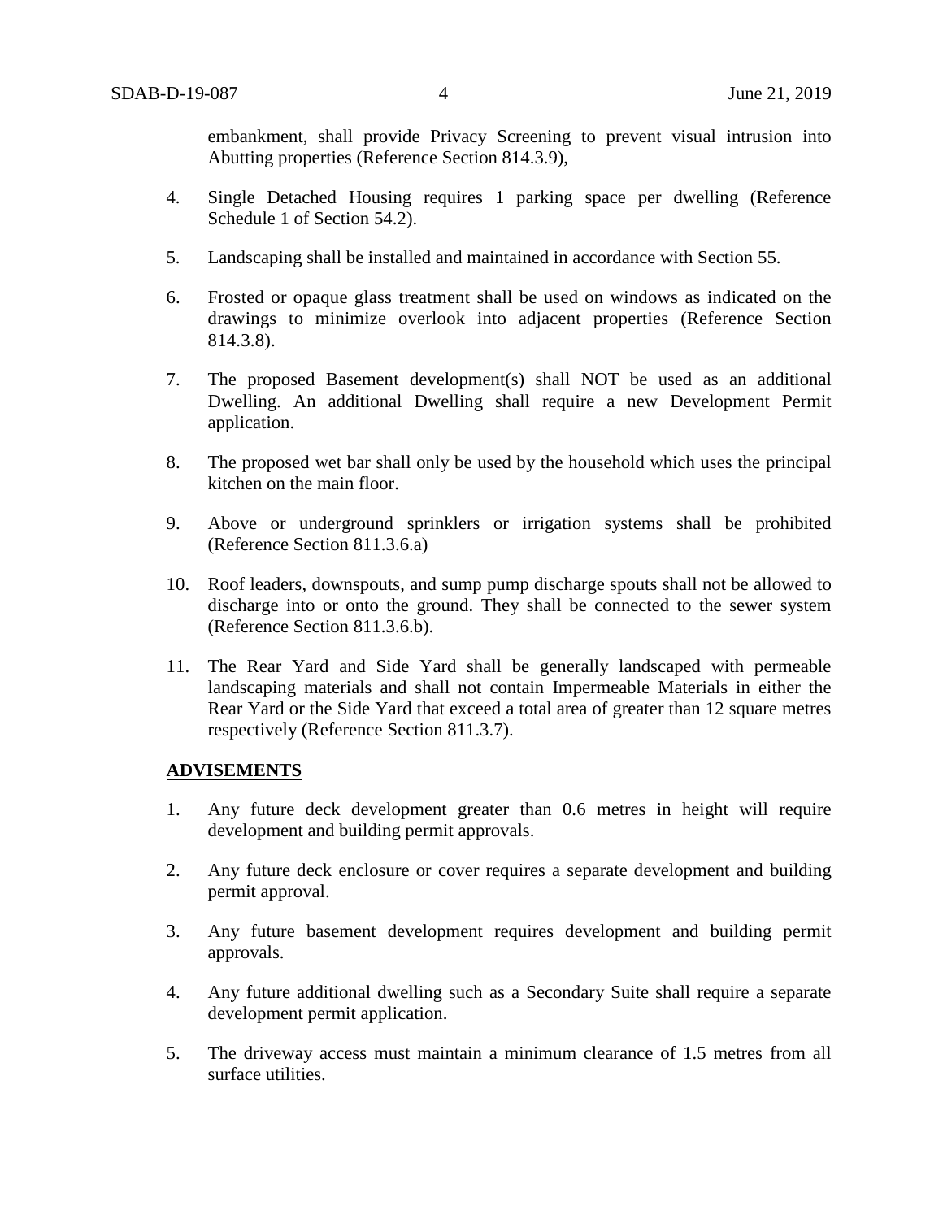embankment, shall provide Privacy Screening to prevent visual intrusion into Abutting properties (Reference Section 814.3.9),

4. Single Detached Housing requires 1 parking space per dwelling (Reference Schedule 1 of Section 54.2).

5. Landscaping shall be installed and maintained in accordance with Section 55.

6. Frosted or opaque glass treatment shall be used on windows as indicated on the drawings to minimize overlook into adjacent properties (Reference Section 814.3.8).

7. The proposed Basement development(s) shall NOT be used as an additional Dwelling. An additional Dwelling shall require a new Development Permit application.

8. The proposed wet bar shall only be used by the household which uses the principal kitchen on the main floor.

9. Above or underground sprinklers or irrigation systems shall be prohibited (Reference Section 811.3.6.a)

10. Roof leaders, downspouts, and sump pump discharge spouts shall not be allowed to discharge into or onto the ground. They shall be connected to the sewer system (Reference Section 811.3.6.b).

11. The Rear Yard and Side Yard shall be generally landscaped with permeable landscaping materials and shall not contain Impermeable Materials in either the Rear Yard or the Side Yard that exceed a total area of greater than 12 square metres respectively (Reference Section 811.3.7).

**ADVISEMENTS**

1. Any future deck development greater than 0.6 metres in height will require development and building permit approvals.

2. Any future deck enclosure or cover requires a separate development and building permit approval.

3. Any future basement development requires development and building permit approvals.

4. Any future additional dwelling such as a Secondary Suite shall require a separate development permit application.

5. The driveway access must maintain a minimum clearance of 1.5 metres from all surface utilities.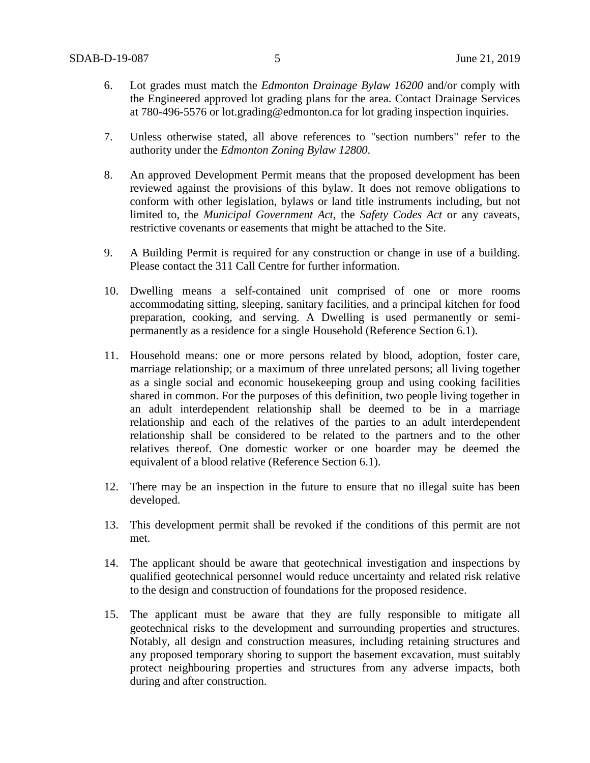6. Lot grades must match the *Edmonton Drainage Bylaw 16200* and/or comply with the Engineered approved lot grading plans for the area. Contact Drainage Services at 780-496-5576 or lot.grading@edmonton.ca for lot grading inspection inquiries.

7. Unless otherwise stated, all above references to "section numbers" refer to the authority under the *Edmonton Zoning Bylaw 12800*.

8. An approved Development Permit means that the proposed development has been reviewed against the provisions of this bylaw. It does not remove obligations to conform with other legislation, bylaws or land title instruments including, but not limited to, the *Municipal Government Act*, the *Safety Codes Act* or any caveats, restrictive covenants or easements that might be attached to the Site.

9. A Building Permit is required for any construction or change in use of a building. Please contact the 311 Call Centre for further information.

10. Dwelling means a self-contained unit comprised of one or more rooms accommodating sitting, sleeping, sanitary facilities, and a principal kitchen for food preparation, cooking, and serving. A Dwelling is used permanently or semi-permanently as a residence for a single Household (Reference Section 6.1).

11. Household means: one or more persons related by blood, adoption, foster care, marriage relationship; or a maximum of three unrelated persons; all living together as a single social and economic housekeeping group and using cooking facilities shared in common. For the purposes of this definition, two people living together in an adult interdependent relationship shall be deemed to be in a marriage relationship and each of the relatives of the parties to an adult interdependent relationship shall be considered to be related to the partners and to the other relatives thereof. One domestic worker or one boarder may be deemed the equivalent of a blood relative (Reference Section 6.1).

12. There may be an inspection in the future to ensure that no illegal suite has been developed.

13. This development permit shall be revoked if the conditions of this permit are not met.

14. The applicant should be aware that geotechnical investigation and inspections by qualified geotechnical personnel would reduce uncertainty and related risk relative to the design and construction of foundations for the proposed residence.

15. The applicant must be aware that they are fully responsible to mitigate all geotechnical risks to the development and surrounding properties and structures. Notably, all design and construction measures, including retaining structures and any proposed temporary shoring to support the basement excavation, must suitably protect neighbouring properties and structures from any adverse impacts, both during and after construction.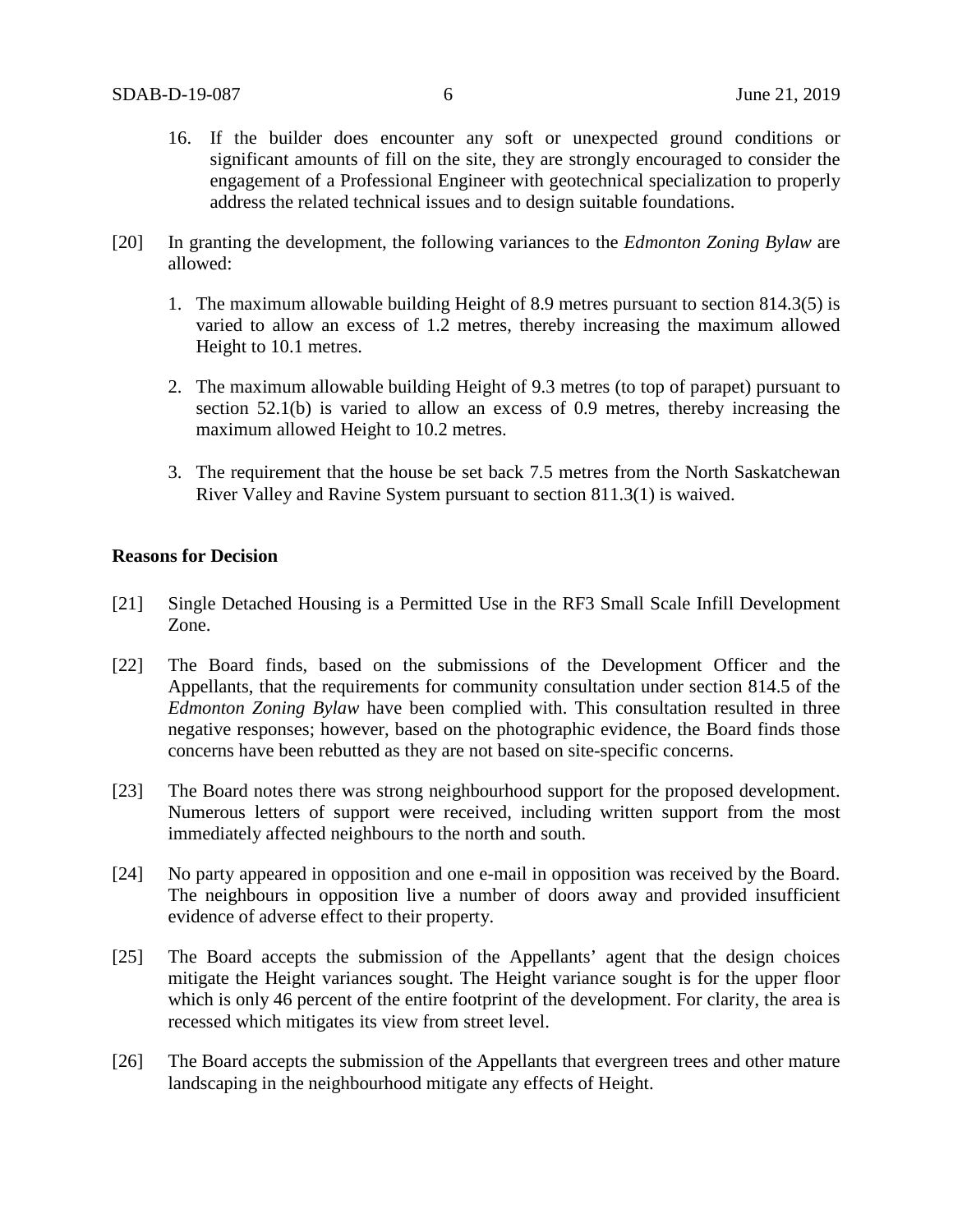16. If the builder does encounter any soft or unexpected ground conditions or significant amounts of fill on the site, they are strongly encouraged to consider the engagement of a Professional Engineer with geotechnical specialization to properly address the related technical issues and to design suitable foundations.

[20] In granting the development, the following variances to the *Edmonton Zoning Bylaw* are allowed:

1. The maximum allowable building Height of 8.9 metres pursuant to section 814.3(5) is varied to allow an excess of 1.2 metres, thereby increasing the maximum allowed Height to 10.1 metres.

2. The maximum allowable building Height of 9.3 metres (to top of parapet) pursuant to section 52.1(b) is varied to allow an excess of 0.9 metres, thereby increasing the maximum allowed Height to 10.2 metres.

3. The requirement that the house be set back 7.5 metres from the North Saskatchewan River Valley and Ravine System pursuant to section 811.3(1) is waived.

**Reasons for Decision**

[21] Single Detached Housing is a Permitted Use in the RF3 Small Scale Infill Development Zone.

[22] The Board finds, based on the submissions of the Development Officer and the Appellants, that the requirements for community consultation under section 814.5 of the *Edmonton Zoning Bylaw* have been complied with. This consultation resulted in three negative responses; however, based on the photographic evidence, the Board finds those concerns have been rebutted as they are not based on site-specific concerns.

[23] The Board notes there was strong neighbourhood support for the proposed development. Numerous letters of support were received, including written support from the most immediately affected neighbours to the north and south.

[24] No party appeared in opposition and one e-mail in opposition was received by the Board. The neighbours in opposition live a number of doors away and provided insufficient evidence of adverse effect to their property.

[25] The Board accepts the submission of the Appellants' agent that the design choices mitigate the Height variances sought. The Height variance sought is for the upper floor which is only 46 percent of the entire footprint of the development. For clarity, the area is recessed which mitigates its view from street level.

[26] The Board accepts the submission of the Appellants that evergreen trees and other mature landscaping in the neighbourhood mitigate any effects of Height.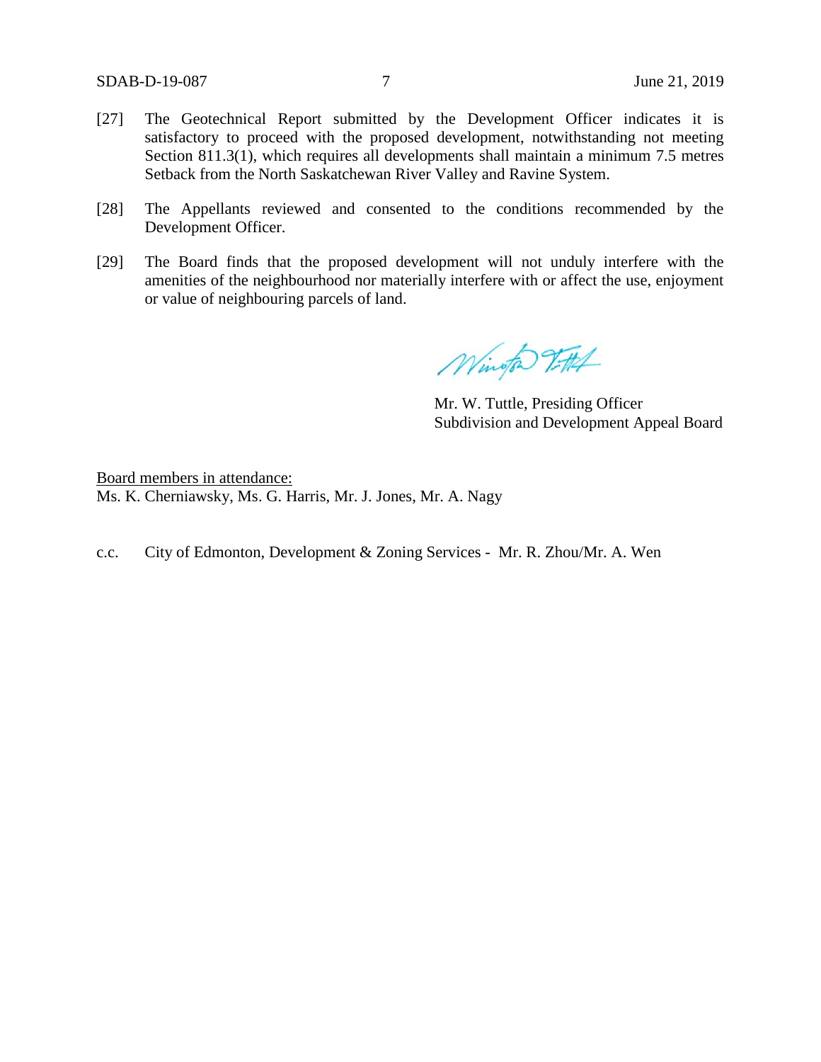[27] The Geotechnical Report submitted by the Development Officer indicates it is satisfactory to proceed with the proposed development, notwithstanding not meeting Section 811.3(1), which requires all developments shall maintain a minimum 7.5 metres Setback from the North Saskatchewan River Valley and Ravine System.

[28] The Appellants reviewed and consented to the conditions recommended by the Development Officer.

[29] The Board finds that the proposed development will not unduly interfere with the amenities of the neighbourhood nor materially interfere with or affect the use, enjoyment or value of neighbouring parcels of land.

Mr. W. Tuttle, Presiding Officer
Subdivision and Development Appeal Board

Board members in attendance:
Ms. K. Cherniawsky, Ms. G. Harris, Mr. J. Jones, Mr. A. Nagy

c.c. City of Edmonton, Development & Zoning Services - Mr. R. Zhou/Mr. A. Wen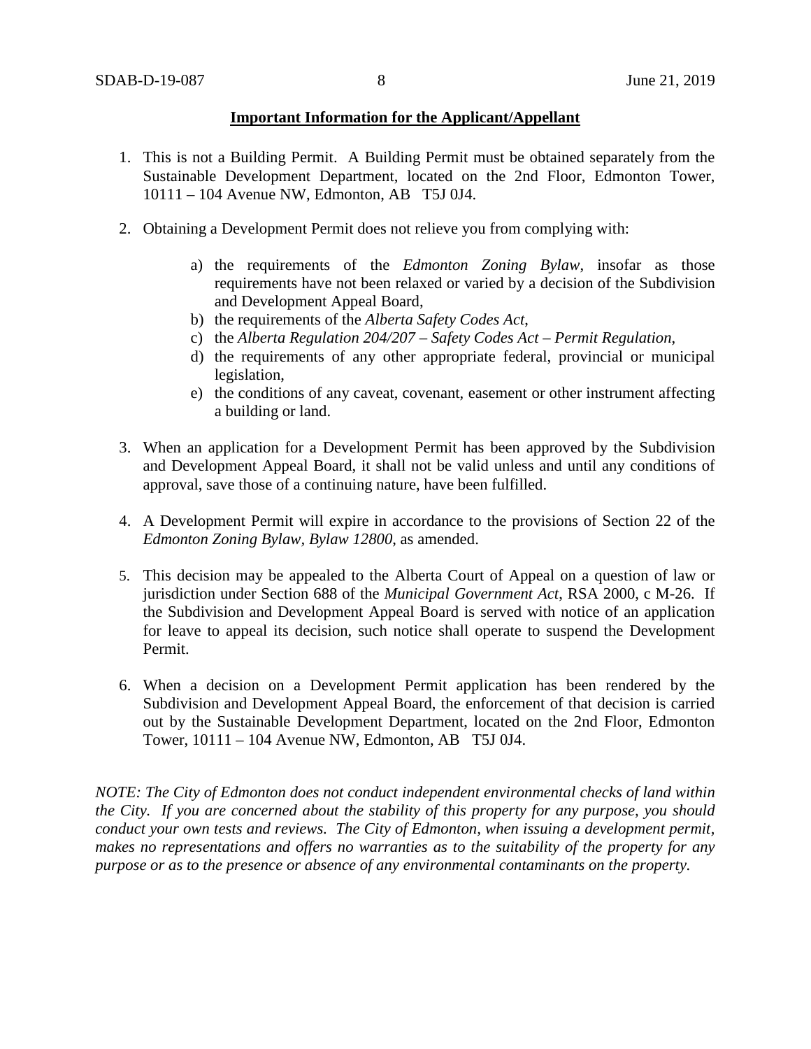**Important Information for the Applicant/Appellant**

1. This is not a Building Permit. A Building Permit must be obtained separately from the Sustainable Development Department, located on the 2nd Floor, Edmonton Tower, 10111 – 104 Avenue NW, Edmonton, AB T5J 0J4.

2. Obtaining a Development Permit does not relieve you from complying with:

   a) the requirements of the *Edmonton Zoning Bylaw*, insofar as those requirements have not been relaxed or varied by a decision of the Subdivision and Development Appeal Board,
   b) the requirements of the *Alberta Safety Codes Act*,
   c) the *Alberta Regulation 204/207 – Safety Codes Act – Permit Regulation*,
   d) the requirements of any other appropriate federal, provincial or municipal legislation,
   e) the conditions of any caveat, covenant, easement or other instrument affecting a building or land.

3. When an application for a Development Permit has been approved by the Subdivision and Development Appeal Board, it shall not be valid unless and until any conditions of approval, save those of a continuing nature, have been fulfilled.

4. A Development Permit will expire in accordance to the provisions of Section 22 of the *Edmonton Zoning Bylaw, Bylaw 12800*, as amended.

5. This decision may be appealed to the Alberta Court of Appeal on a question of law or jurisdiction under Section 688 of the *Municipal Government Act*, RSA 2000, c M-26. If the Subdivision and Development Appeal Board is served with notice of an application for leave to appeal its decision, such notice shall operate to suspend the Development Permit.

6. When a decision on a Development Permit application has been rendered by the Subdivision and Development Appeal Board, the enforcement of that decision is carried out by the Sustainable Development Department, located on the 2nd Floor, Edmonton Tower, 10111 – 104 Avenue NW, Edmonton, AB T5J 0J4.

*NOTE: The City of Edmonton does not conduct independent environmental checks of land within the City. If you are concerned about the stability of this property for any purpose, you should conduct your own tests and reviews. The City of Edmonton, when issuing a development permit, makes no representations and offers no warranties as to the suitability of the property for any purpose or as to the presence or absence of any environmental contaminants on the property.*